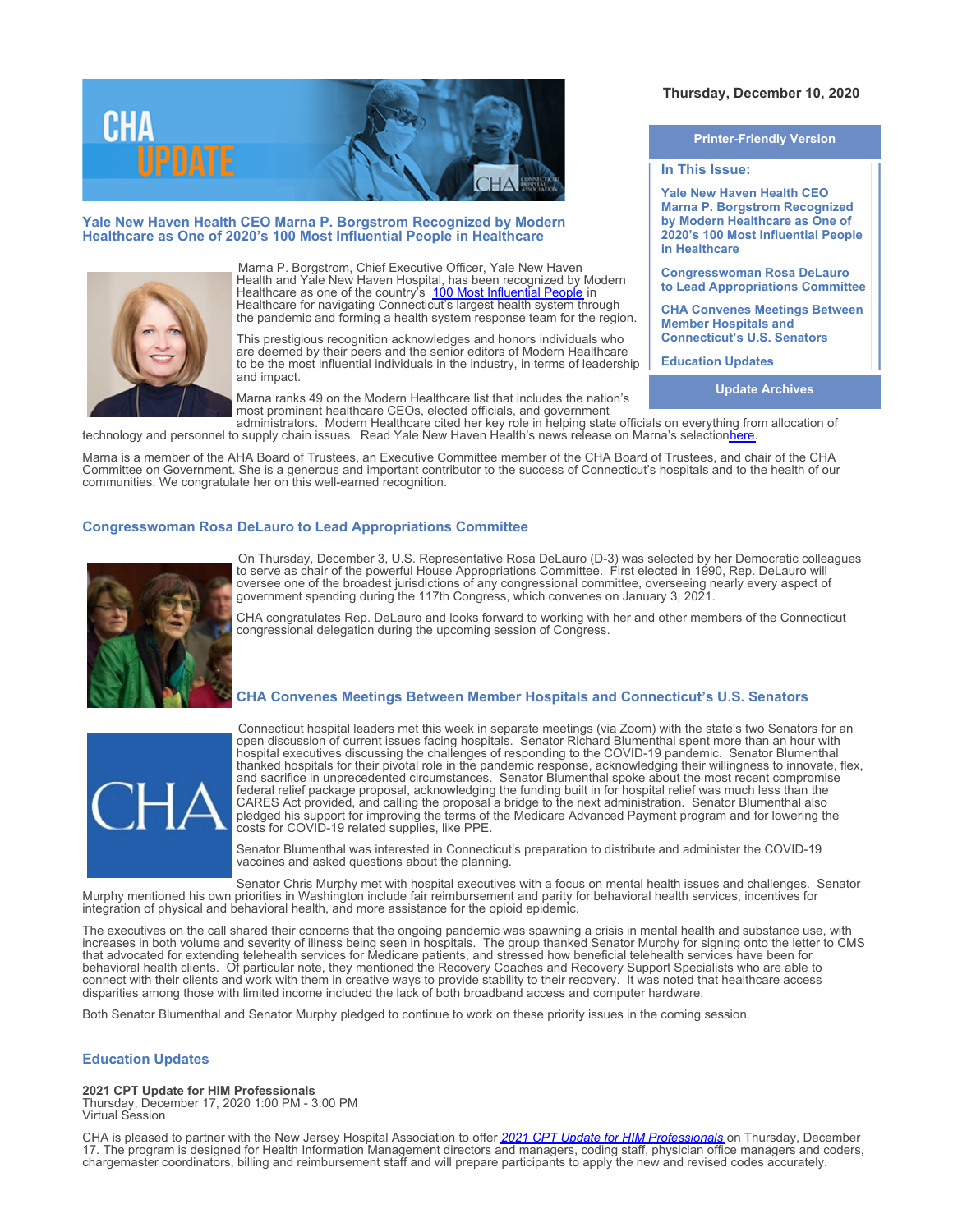Thursday, December 10, 2020

Printer-Friendly Version

**In This Issue:**

- Yale New Haven Health CEO Marna P. Borgstrom Recognized by Modern Healthcare as One of 2020's 100 Most Influential People in Healthcare
- Congresswoman Rosa DeLauro to Lead Appropriations Committee
- CHA Convenes Meetings Between Member Hospitals and Connecticut's U.S. Senators
- Education Updates

Update Archives

## Yale New Haven Health CEO Marna P. Borgstrom Recognized by Modern Healthcare as One of 2020's 100 Most Influential People in Healthcare

Marna P. Borgstrom, Chief Executive Officer, Yale New Haven Health and Yale New Haven Hospital, has been recognized by Modern Healthcare as one of the country's 100 Most Influential People in Healthcare for navigating Connecticut's largest health system through the pandemic and forming a health system response team for the region.

This prestigious recognition acknowledges and honors individuals who are deemed by their peers and the senior editors of Modern Healthcare to be the most influential individuals in the industry, in terms of leadership and impact.

Marna ranks 49 on the Modern Healthcare list that includes the nation's most prominent healthcare CEOs, elected officials, and government administrators. Modern Healthcare cited her key role in helping state officials on everything from allocation of technology and personnel to supply chain issues. Read Yale New Haven Health's news release on Marna's selectionhere.

Marna is a member of the AHA Board of Trustees, an Executive Committee member of the CHA Board of Trustees, and chair of the CHA Committee on Government. She is a generous and important contributor to the success of Connecticut's hospitals and to the health of our communities. We congratulate her on this well-earned recognition.

## Congresswoman Rosa DeLauro to Lead Appropriations Committee

On Thursday, December 3, U.S. Representative Rosa DeLauro (D-3) was selected by her Democratic colleagues to serve as chair of the powerful House Appropriations Committee. First elected in 1990, Rep. DeLauro will oversee one of the broadest jurisdictions of any congressional committee, overseeing nearly every aspect of government spending during the 117th Congress, which convenes on January 3, 2021.

CHA congratulates Rep. DeLauro and looks forward to working with her and other members of the Connecticut congressional delegation during the upcoming session of Congress.

## CHA Convenes Meetings Between Member Hospitals and Connecticut's U.S. Senators

Connecticut hospital leaders met this week in separate meetings (via Zoom) with the state's two Senators for an open discussion of current issues facing hospitals. Senator Richard Blumenthal spent more than an hour with hospital executives discussing the challenges of responding to the COVID-19 pandemic. Senator Blumenthal thanked hospitals for their pivotal role in the pandemic response, acknowledging their willingness to innovate, flex, and sacrifice in unprecedented circumstances. Senator Blumenthal spoke about the most recent compromise federal relief package proposal, acknowledging the funding built in for hospital relief was much less than the CARES Act provided, and calling the proposal a bridge to the next administration. Senator Blumenthal also pledged his support for improving the terms of the Medicare Advanced Payment program and for lowering the costs for COVID-19 related supplies, like PPE.

Senator Blumenthal was interested in Connecticut's preparation to distribute and administer the COVID-19 vaccines and asked questions about the planning.

Senator Chris Murphy met with hospital executives with a focus on mental health issues and challenges. Senator Murphy mentioned his own priorities in Washington include fair reimbursement and parity for behavioral health services, incentives for integration of physical and behavioral health, and more assistance for the opioid epidemic.

The executives on the call shared their concerns that the ongoing pandemic was spawning a crisis in mental health and substance use, with increases in both volume and severity of illness being seen in hospitals. The group thanked Senator Murphy for signing onto the letter to CMS that advocated for extending telehealth services for Medicare patients, and stressed how beneficial telehealth services have been for behavioral health clients. Of particular note, they mentioned the Recovery Coaches and Recovery Support Specialists who are able to connect with their clients and work with them in creative ways to provide stability to their recovery. It was noted that healthcare access disparities among those with limited income included the lack of both broadband access and computer hardware.

Both Senator Blumenthal and Senator Murphy pledged to continue to work on these priority issues in the coming session.

## Education Updates

**2021 CPT Update for HIM Professionals**
Thursday, December 17, 2020 1:00 PM - 3:00 PM
Virtual Session

CHA is pleased to partner with the New Jersey Hospital Association to offer *2021 CPT Update for HIM Professionals* on Thursday, December 17. The program is designed for Health Information Management directors and managers, coding staff, physician office managers and coders, chargemaster coordinators, billing and reimbursement staff and will prepare participants to apply the new and revised codes accurately.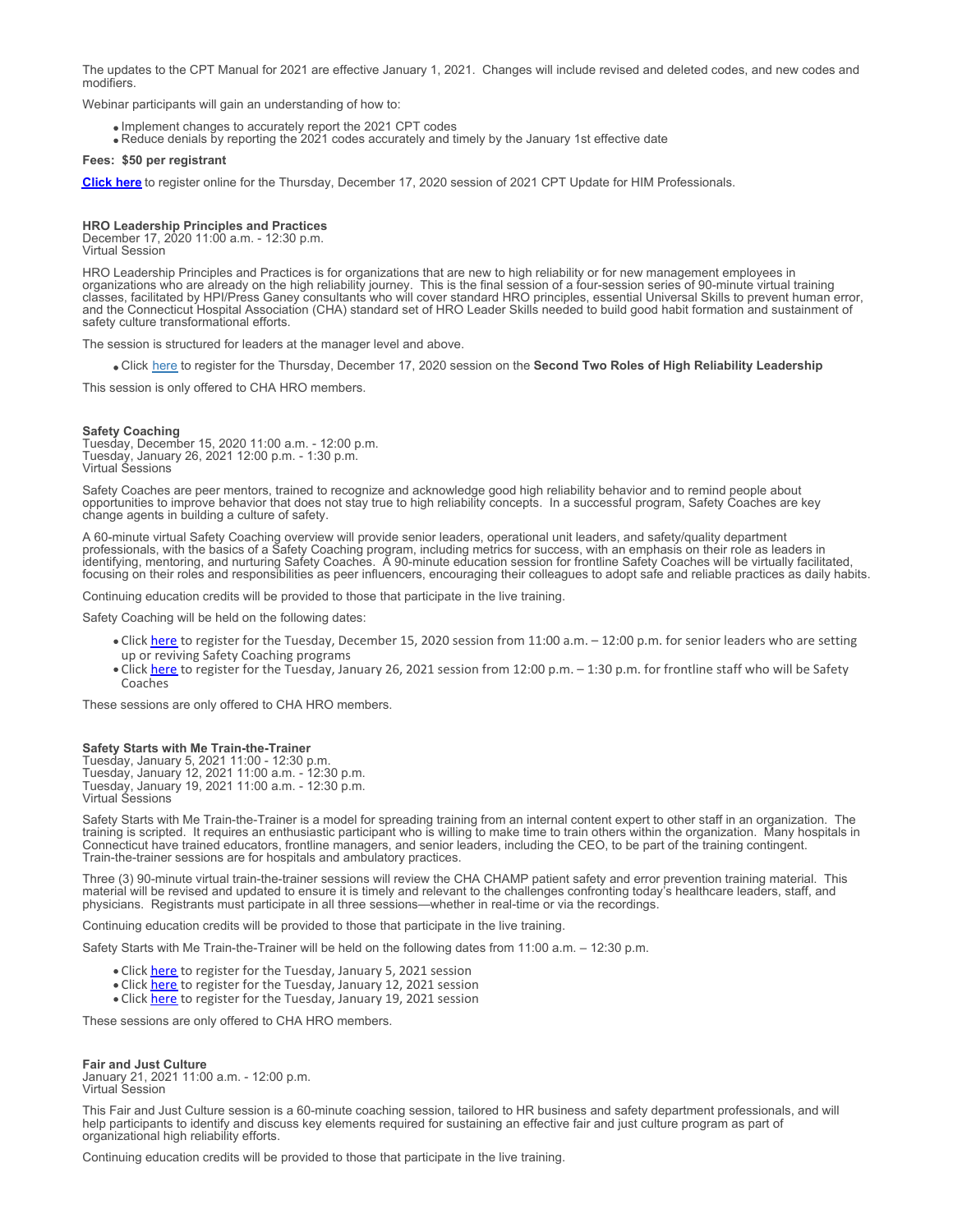The updates to the CPT Manual for 2021 are effective January 1, 2021. Changes will include revised and deleted codes, and new codes and modifiers.

Webinar participants will gain an understanding of how to:

- Implement changes to accurately report the 2021 CPT codes
- Reduce denials by reporting the 2021 codes accurately and timely by the January 1st effective date

**Fees: $50 per registrant**

**Click here** to register online for the Thursday, December 17, 2020 session of 2021 CPT Update for HIM Professionals.

**HRO Leadership Principles and Practices**
December 17, 2020 11:00 a.m. - 12:30 p.m.
Virtual Session

HRO Leadership Principles and Practices is for organizations that are new to high reliability or for new management employees in organizations who are already on the high reliability journey. This is the final session of a four-session series of 90-minute virtual training classes, facilitated by HPI/Press Ganey consultants who will cover standard HRO principles, essential Universal Skills to prevent human error, and the Connecticut Hospital Association (CHA) standard set of HRO Leader Skills needed to build good habit formation and sustainment of safety culture transformational efforts.

The session is structured for leaders at the manager level and above.

- Click here to register for the Thursday, December 17, 2020 session on the **Second Two Roles of High Reliability Leadership**

This session is only offered to CHA HRO members.

**Safety Coaching**
Tuesday, December 15, 2020 11:00 a.m. - 12:00 p.m.
Tuesday, January 26, 2021 12:00 p.m. - 1:30 p.m.
Virtual Sessions

Safety Coaches are peer mentors, trained to recognize and acknowledge good high reliability behavior and to remind people about opportunities to improve behavior that does not stay true to high reliability concepts. In a successful program, Safety Coaches are key change agents in building a culture of safety.

A 60-minute virtual Safety Coaching overview will provide senior leaders, operational unit leaders, and safety/quality department professionals, with the basics of a Safety Coaching program, including metrics for success, with an emphasis on their role as leaders in identifying, mentoring, and nurturing Safety Coaches. A 90-minute education session for frontline Safety Coaches will be virtually facilitated, focusing on their roles and responsibilities as peer influencers, encouraging their colleagues to adopt safe and reliable practices as daily habits.

Continuing education credits will be provided to those that participate in the live training.

Safety Coaching will be held on the following dates:

- Click here to register for the Tuesday, December 15, 2020 session from 11:00 a.m. – 12:00 p.m. for senior leaders who are setting up or reviving Safety Coaching programs
- Click here to register for the Tuesday, January 26, 2021 session from 12:00 p.m. – 1:30 p.m. for frontline staff who will be Safety Coaches

These sessions are only offered to CHA HRO members.

**Safety Starts with Me Train-the-Trainer**
Tuesday, January 5, 2021 11:00 - 12:30 p.m.
Tuesday, January 12, 2021 11:00 a.m. - 12:30 p.m.
Tuesday, January 19, 2021 11:00 a.m. - 12:30 p.m.
Virtual Sessions

Safety Starts with Me Train-the-Trainer is a model for spreading training from an internal content expert to other staff in an organization. The training is scripted. It requires an enthusiastic participant who is willing to make time to train others within the organization. Many hospitals in Connecticut have trained educators, frontline managers, and senior leaders, including the CEO, to be part of the training contingent. Train-the-trainer sessions are for hospitals and ambulatory practices.

Three (3) 90-minute virtual train-the-trainer sessions will review the CHA CHAMP patient safety and error prevention training material. This material will be revised and updated to ensure it is timely and relevant to the challenges confronting today's healthcare leaders, staff, and physicians. Registrants must participate in all three sessions—whether in real-time or via the recordings.

Continuing education credits will be provided to those that participate in the live training.

Safety Starts with Me Train-the-Trainer will be held on the following dates from 11:00 a.m. – 12:30 p.m.

- Click here to register for the Tuesday, January 5, 2021 session
- Click here to register for the Tuesday, January 12, 2021 session
- Click here to register for the Tuesday, January 19, 2021 session

These sessions are only offered to CHA HRO members.

**Fair and Just Culture**
January 21, 2021 11:00 a.m. - 12:00 p.m.
Virtual Session

This Fair and Just Culture session is a 60-minute coaching session, tailored to HR business and safety department professionals, and will help participants to identify and discuss key elements required for sustaining an effective fair and just culture program as part of organizational high reliability efforts.

Continuing education credits will be provided to those that participate in the live training.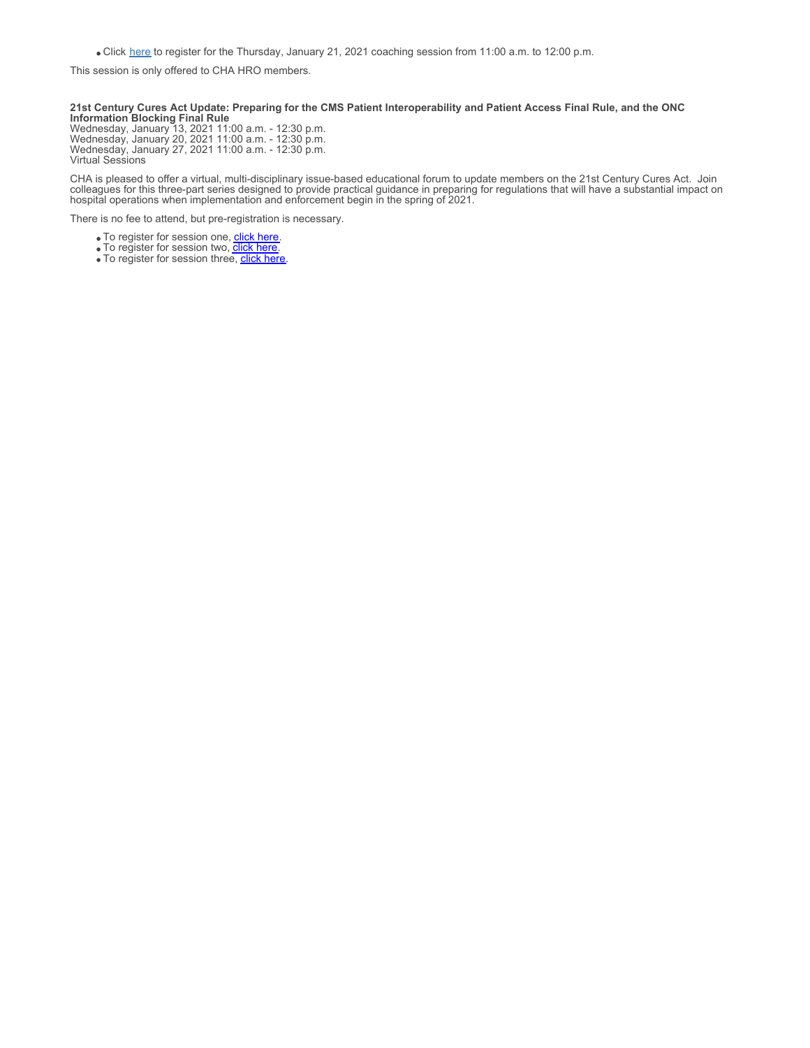- Click here to register for the Thursday, January 21, 2021 coaching session from 11:00 a.m. to 12:00 p.m.

This session is only offered to CHA HRO members.

**21st Century Cures Act Update: Preparing for the CMS Patient Interoperability and Patient Access Final Rule, and the ONC Information Blocking Final Rule**
Wednesday, January 13, 2021 11:00 a.m. - 12:30 p.m.
Wednesday, January 20, 2021 11:00 a.m. - 12:30 p.m.
Wednesday, January 27, 2021 11:00 a.m. - 12:30 p.m.
Virtual Sessions

CHA is pleased to offer a virtual, multi-disciplinary issue-based educational forum to update members on the 21st Century Cures Act. Join colleagues for this three-part series designed to provide practical guidance in preparing for regulations that will have a substantial impact on hospital operations when implementation and enforcement begin in the spring of 2021.

There is no fee to attend, but pre-registration is necessary.

- To register for session one, click here.
- To register for session two, click here.
- To register for session three, click here.